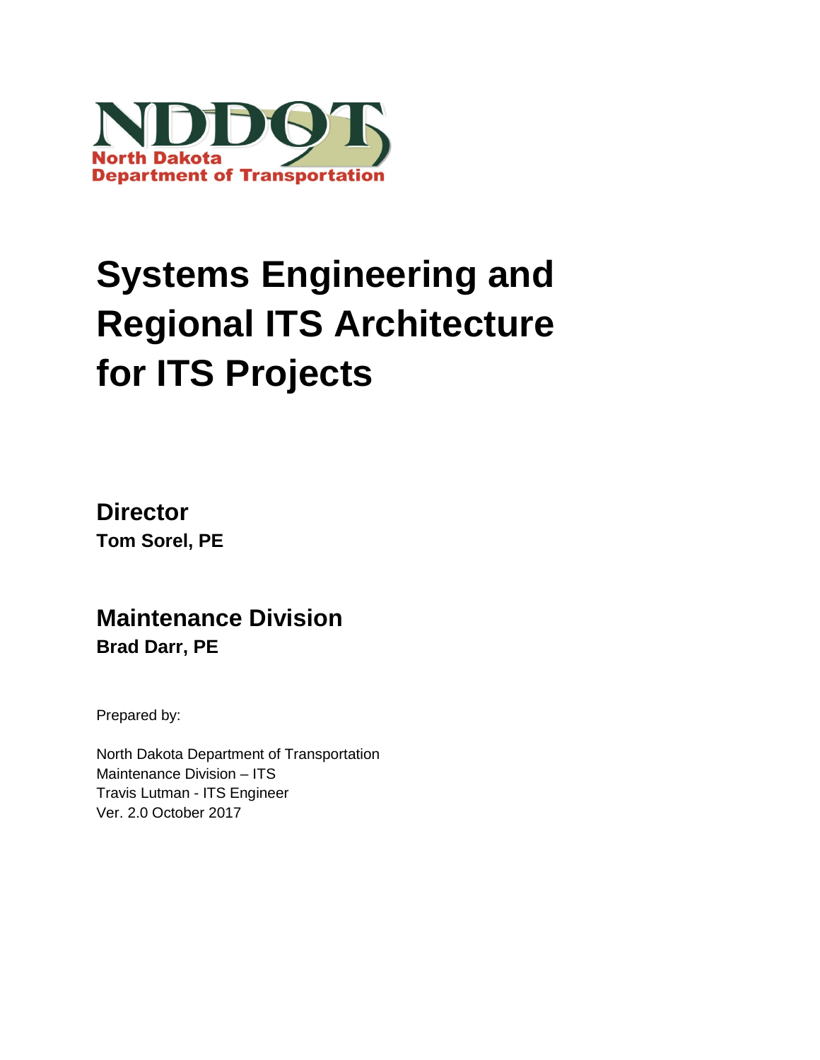NDDOT

North Dakota
Department of Transportation

# Systems Engineering and Regional ITS Architecture for ITS Projects

## Director

**Tom Sorel, PE**

## Maintenance Division

**Brad Darr, PE**

Prepared by:

North Dakota Department of Transportation
Maintenance Division – ITS
Travis Lutman - ITS Engineer
Ver. 2.0 October 2017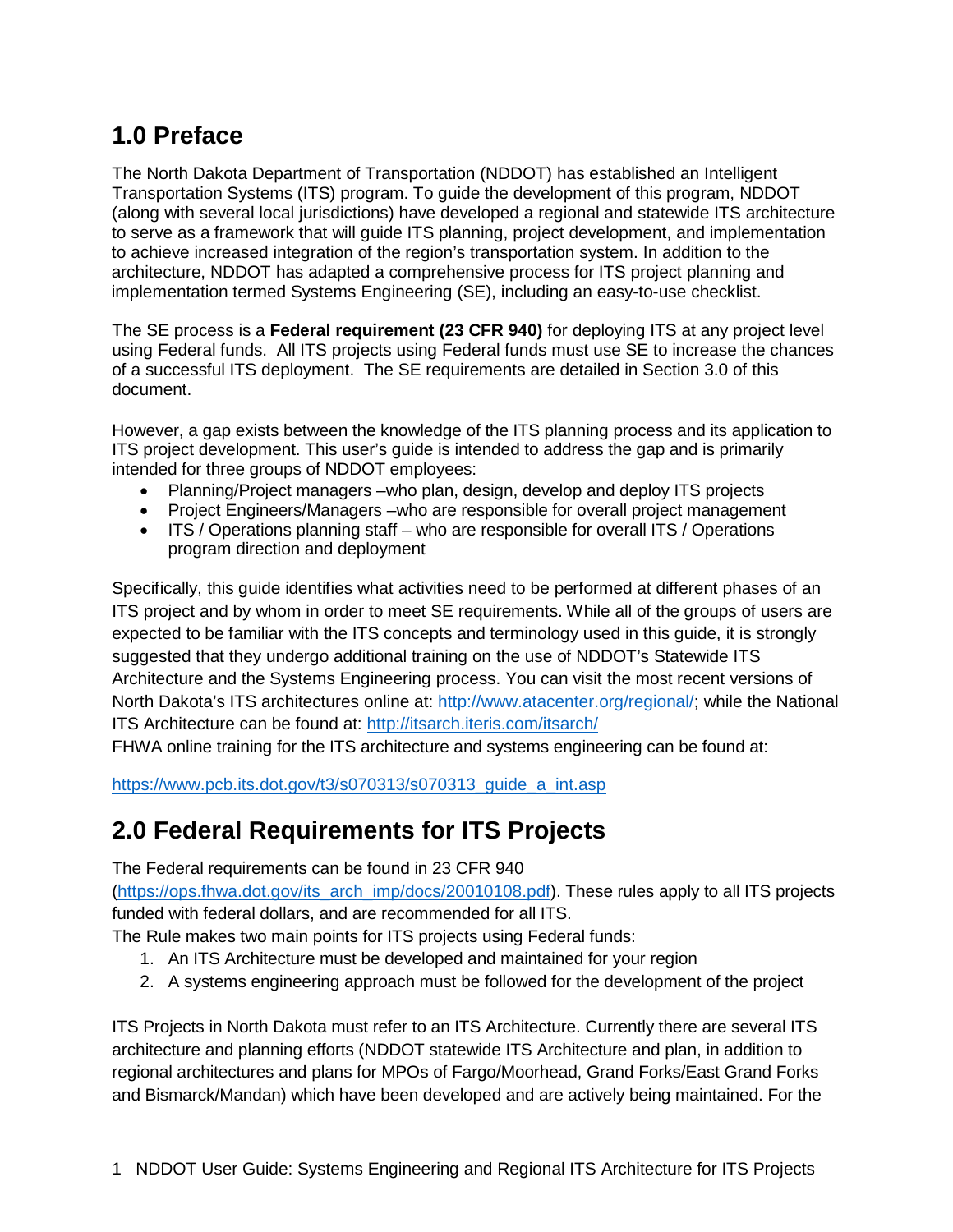# 1.0 Preface

The North Dakota Department of Transportation (NDDOT) has established an Intelligent Transportation Systems (ITS) program. To guide the development of this program, NDDOT (along with several local jurisdictions) have developed a regional and statewide ITS architecture to serve as a framework that will guide ITS planning, project development, and implementation to achieve increased integration of the region's transportation system. In addition to the architecture, NDDOT has adapted a comprehensive process for ITS project planning and implementation termed Systems Engineering (SE), including an easy-to-use checklist.

The SE process is a **Federal requirement (23 CFR 940)** for deploying ITS at any project level using Federal funds. All ITS projects using Federal funds must use SE to increase the chances of a successful ITS deployment. The SE requirements are detailed in Section 3.0 of this document.

However, a gap exists between the knowledge of the ITS planning process and its application to ITS project development. This user's guide is intended to address the gap and is primarily intended for three groups of NDDOT employees:

- Planning/Project managers –who plan, design, develop and deploy ITS projects
- Project Engineers/Managers –who are responsible for overall project management
- ITS / Operations planning staff – who are responsible for overall ITS / Operations program direction and deployment

Specifically, this guide identifies what activities need to be performed at different phases of an ITS project and by whom in order to meet SE requirements. While all of the groups of users are expected to be familiar with the ITS concepts and terminology used in this guide, it is strongly suggested that they undergo additional training on the use of NDDOT's Statewide ITS Architecture and the Systems Engineering process. You can visit the most recent versions of North Dakota's ITS architectures online at: http://www.atacenter.org/regional/; while the National ITS Architecture can be found at: http://itsarch.iteris.com/itsarch/
FHWA online training for the ITS architecture and systems engineering can be found at:

https://www.pcb.its.dot.gov/t3/s070313/s070313_guide_a_int.asp

# 2.0 Federal Requirements for ITS Projects

The Federal requirements can be found in 23 CFR 940 (https://ops.fhwa.dot.gov/its_arch_imp/docs/20010108.pdf). These rules apply to all ITS projects funded with federal dollars, and are recommended for all ITS.
The Rule makes two main points for ITS projects using Federal funds:

1. An ITS Architecture must be developed and maintained for your region
2. A systems engineering approach must be followed for the development of the project

ITS Projects in North Dakota must refer to an ITS Architecture. Currently there are several ITS architecture and planning efforts (NDDOT statewide ITS Architecture and plan, in addition to regional architectures and plans for MPOs of Fargo/Moorhead, Grand Forks/East Grand Forks and Bismarck/Mandan) which have been developed and are actively being maintained. For the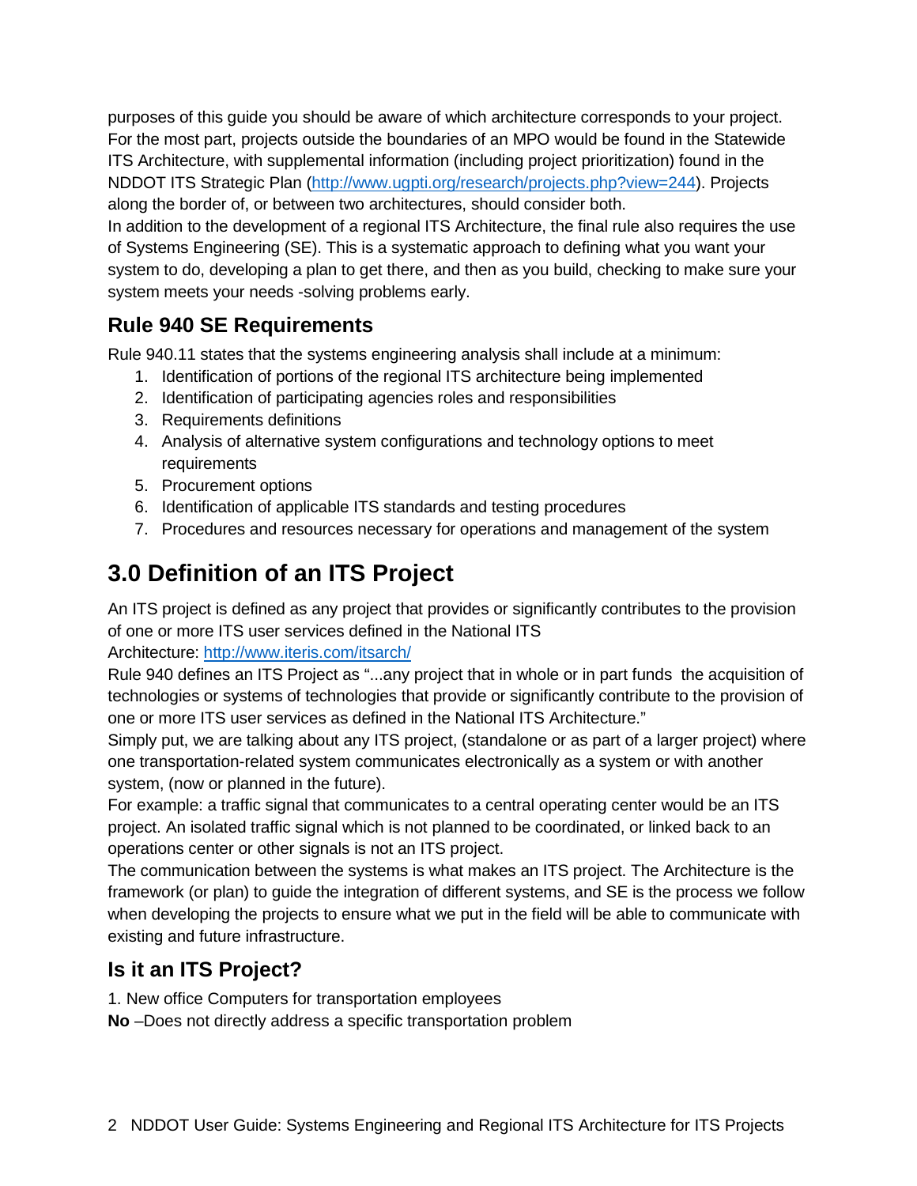purposes of this guide you should be aware of which architecture corresponds to your project. For the most part, projects outside the boundaries of an MPO would be found in the Statewide ITS Architecture, with supplemental information (including project prioritization) found in the NDDOT ITS Strategic Plan (http://www.ugpti.org/research/projects.php?view=244). Projects along the border of, or between two architectures, should consider both.

In addition to the development of a regional ITS Architecture, the final rule also requires the use of Systems Engineering (SE). This is a systematic approach to defining what you want your system to do, developing a plan to get there, and then as you build, checking to make sure your system meets your needs -solving problems early.

## Rule 940 SE Requirements

Rule 940.11 states that the systems engineering analysis shall include at a minimum:

1. Identification of portions of the regional ITS architecture being implemented
2. Identification of participating agencies roles and responsibilities
3. Requirements definitions
4. Analysis of alternative system configurations and technology options to meet requirements
5. Procurement options
6. Identification of applicable ITS standards and testing procedures
7. Procedures and resources necessary for operations and management of the system

# 3.0 Definition of an ITS Project

An ITS project is defined as any project that provides or significantly contributes to the provision of one or more ITS user services defined in the National ITS Architecture: http://www.iteris.com/itsarch/

Rule 940 defines an ITS Project as "...any project that in whole or in part funds the acquisition of technologies or systems of technologies that provide or significantly contribute to the provision of one or more ITS user services as defined in the National ITS Architecture."

Simply put, we are talking about any ITS project, (standalone or as part of a larger project) where one transportation-related system communicates electronically as a system or with another system, (now or planned in the future).

For example: a traffic signal that communicates to a central operating center would be an ITS project. An isolated traffic signal which is not planned to be coordinated, or linked back to an operations center or other signals is not an ITS project.

The communication between the systems is what makes an ITS project. The Architecture is the framework (or plan) to guide the integration of different systems, and SE is the process we follow when developing the projects to ensure what we put in the field will be able to communicate with existing and future infrastructure.

## Is it an ITS Project?

1. New office Computers for transportation employees

**No** –Does not directly address a specific transportation problem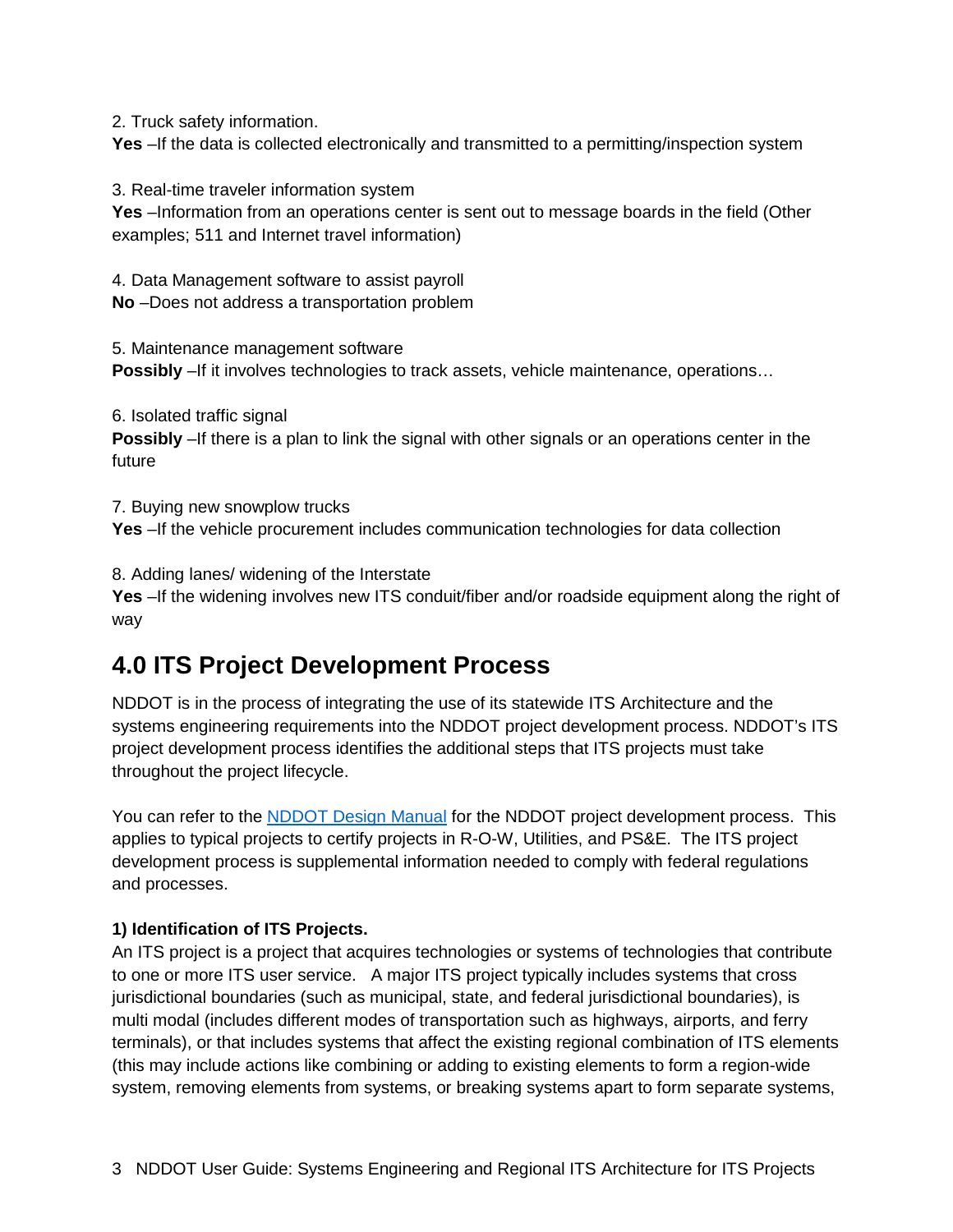2. Truck safety information.
**Yes** –If the data is collected electronically and transmitted to a permitting/inspection system

3. Real-time traveler information system
**Yes** –Information from an operations center is sent out to message boards in the field (Other examples; 511 and Internet travel information)

4. Data Management software to assist payroll
**No** –Does not address a transportation problem

5. Maintenance management software
**Possibly** –If it involves technologies to track assets, vehicle maintenance, operations…

6. Isolated traffic signal
**Possibly** –If there is a plan to link the signal with other signals or an operations center in the future

7. Buying new snowplow trucks
**Yes** –If the vehicle procurement includes communication technologies for data collection

8. Adding lanes/ widening of the Interstate
**Yes** –If the widening involves new ITS conduit/fiber and/or roadside equipment along the right of way

# 4.0 ITS Project Development Process

NDDOT is in the process of integrating the use of its statewide ITS Architecture and the systems engineering requirements into the NDDOT project development process. NDDOT's ITS project development process identifies the additional steps that ITS projects must take throughout the project lifecycle.

You can refer to the [NDDOT Design Manual](#) for the NDDOT project development process. This applies to typical projects to certify projects in R-O-W, Utilities, and PS&E. The ITS project development process is supplemental information needed to comply with federal regulations and processes.

**1) Identification of ITS Projects.**
An ITS project is a project that acquires technologies or systems of technologies that contribute to one or more ITS user service. A major ITS project typically includes systems that cross jurisdictional boundaries (such as municipal, state, and federal jurisdictional boundaries), is multi modal (includes different modes of transportation such as highways, airports, and ferry terminals), or that includes systems that affect the existing regional combination of ITS elements (this may include actions like combining or adding to existing elements to form a region-wide system, removing elements from systems, or breaking systems apart to form separate systems,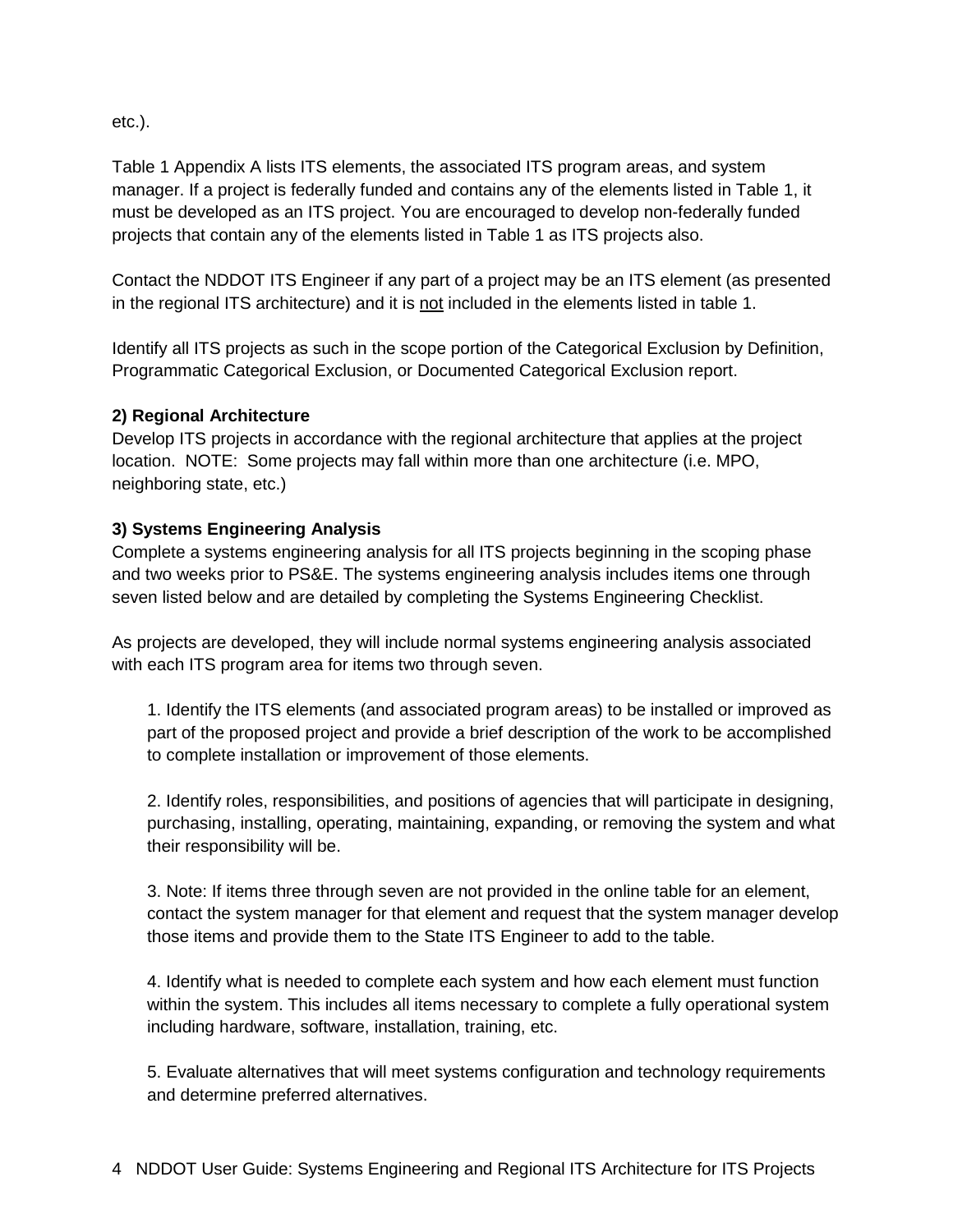etc.).

Table 1 Appendix A lists ITS elements, the associated ITS program areas, and system manager. If a project is federally funded and contains any of the elements listed in Table 1, it must be developed as an ITS project. You are encouraged to develop non-federally funded projects that contain any of the elements listed in Table 1 as ITS projects also.

Contact the NDDOT ITS Engineer if any part of a project may be an ITS element (as presented in the regional ITS architecture) and it is <u>not</u> included in the elements listed in table 1.

Identify all ITS projects as such in the scope portion of the Categorical Exclusion by Definition, Programmatic Categorical Exclusion, or Documented Categorical Exclusion report.

**2) Regional Architecture**

Develop ITS projects in accordance with the regional architecture that applies at the project location. NOTE: Some projects may fall within more than one architecture (i.e. MPO, neighboring state, etc.)

**3) Systems Engineering Analysis**

Complete a systems engineering analysis for all ITS projects beginning in the scoping phase and two weeks prior to PS&E. The systems engineering analysis includes items one through seven listed below and are detailed by completing the Systems Engineering Checklist.

As projects are developed, they will include normal systems engineering analysis associated with each ITS program area for items two through seven.

1. Identify the ITS elements (and associated program areas) to be installed or improved as part of the proposed project and provide a brief description of the work to be accomplished to complete installation or improvement of those elements.

2. Identify roles, responsibilities, and positions of agencies that will participate in designing, purchasing, installing, operating, maintaining, expanding, or removing the system and what their responsibility will be.

3. Note: If items three through seven are not provided in the online table for an element, contact the system manager for that element and request that the system manager develop those items and provide them to the State ITS Engineer to add to the table.

4. Identify what is needed to complete each system and how each element must function within the system. This includes all items necessary to complete a fully operational system including hardware, software, installation, training, etc.

5. Evaluate alternatives that will meet systems configuration and technology requirements and determine preferred alternatives.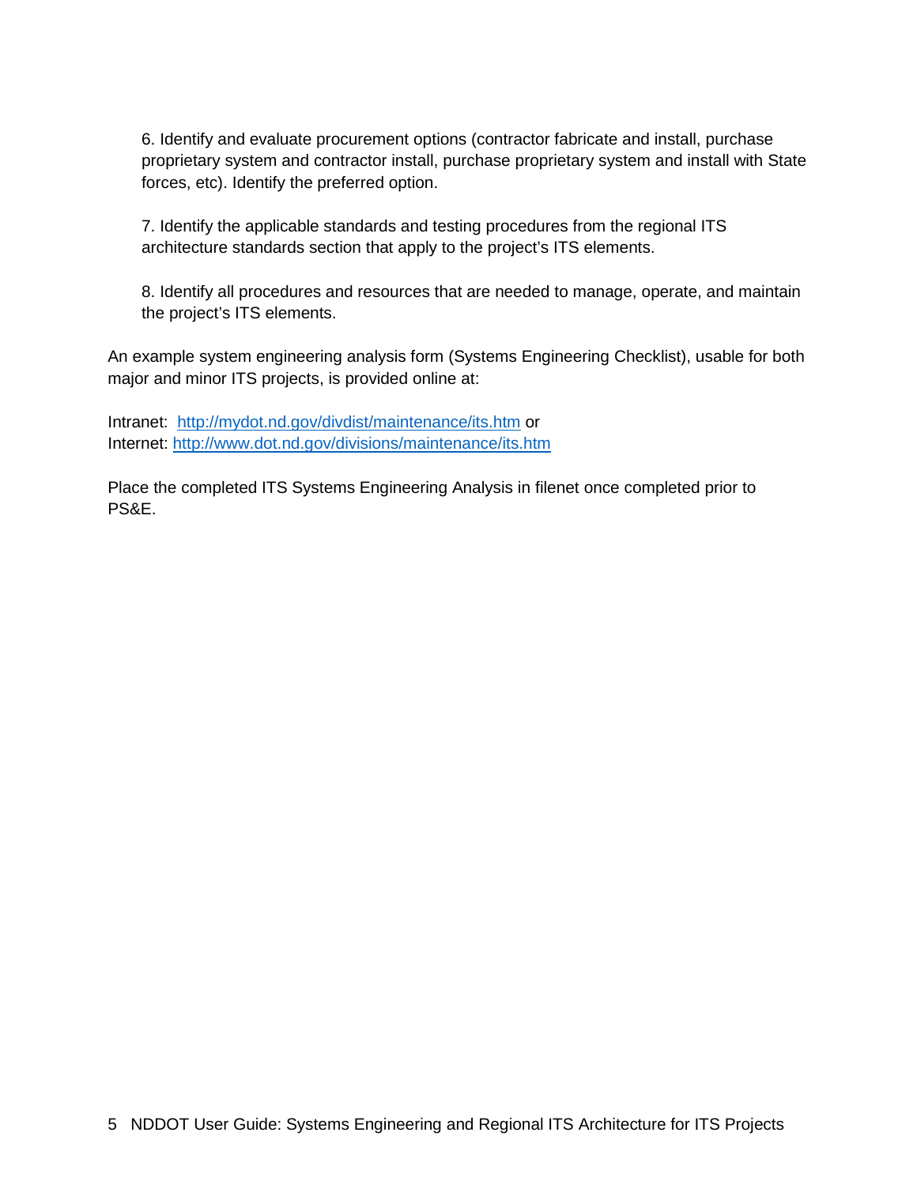6. Identify and evaluate procurement options (contractor fabricate and install, purchase proprietary system and contractor install, purchase proprietary system and install with State forces, etc). Identify the preferred option.

7. Identify the applicable standards and testing procedures from the regional ITS architecture standards section that apply to the project's ITS elements.

8. Identify all procedures and resources that are needed to manage, operate, and maintain the project's ITS elements.

An example system engineering analysis form (Systems Engineering Checklist), usable for both major and minor ITS projects, is provided online at:

Intranet: [http://mydot.nd.gov/divdist/maintenance/its.htm](http://mydot.nd.gov/divdist/maintenance/its.htm) or
Internet: [http://www.dot.nd.gov/divisions/maintenance/its.htm](http://www.dot.nd.gov/divisions/maintenance/its.htm)

Place the completed ITS Systems Engineering Analysis in filenet once completed prior to PS&E.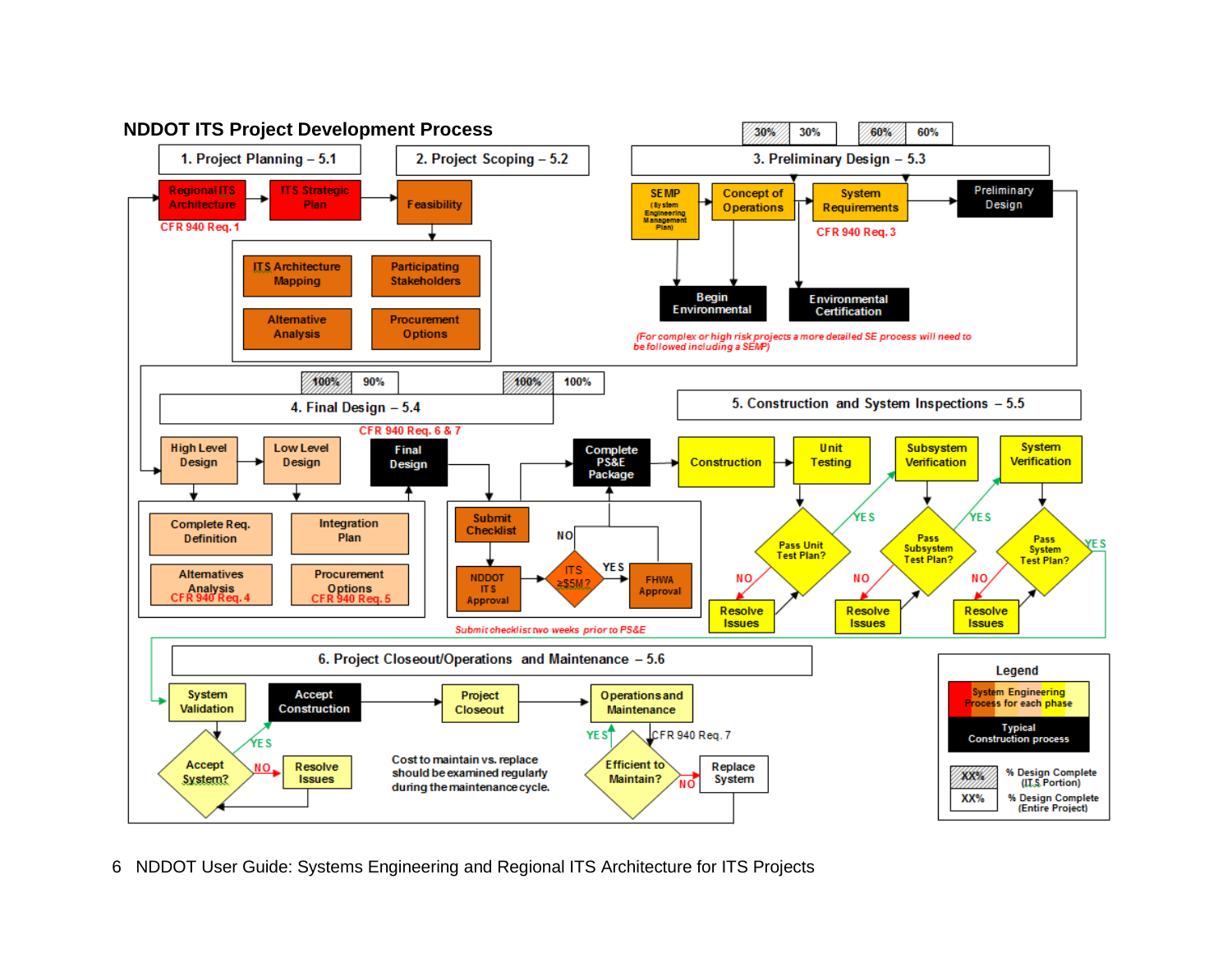## NDDOT ITS Project Development Process

**1. Project Planning – 5.1**

- Regional ITS Architecture (CFR 940 Req. 1)
- ITS Strategic Plan

**2. Project Scoping – 5.2**

- Feasibility
  - ITS Architecture Mapping
  - Participating Stakeholders
  - Alternative Analysis
  - Procurement Options

**3. Preliminary Design – 5.3** (30% / 30%, 60% / 60%)

- SEMP (System Engineering Management Plan)
- Concept of Operations
- System Requirements (CFR 940 Req. 3)
- Preliminary Design
- Begin Environmental
- Environmental Certification

*(For complex or high risk projects a more detailed SE process will need to be followed including a SEMP)*

**4. Final Design – 5.4** (100% / 90%, 100% / 100%)

CFR 940 Req. 6 & 7

- High Level Design
- Low Level Design
- Final Design
  - Complete Req. Definition
  - Integration Plan
  - Alternatives Analysis (CFR 940 Req. 4)
  - Procurement Options (CFR 940 Req. 5)
- Submit Checklist
- NDDOT ITS Approval
- ITS ≥$5M? (YES → FHWA Approval; NO)
- Complete PS&E Package

*Submit checklist two weeks prior to PS&E*

**5. Construction and System Inspections – 5.5**

- Construction
- Unit Testing → Pass Unit Test Plan? (YES / NO → Resolve Issues)
- Subsystem Verification → Pass Subsystem Test Plan? (YES / NO → Resolve Issues)
- System Verification → Pass System Test Plan? (YES / NO → Resolve Issues)

**6. Project Closeout/Operations and Maintenance – 5.6**

- System Validation → Accept System? (YES / NO → Resolve Issues)
- Accept Construction
- Project Closeout
- Operations and Maintenance (CFR 940 Req. 7)
- Efficient to Maintain? (YES / NO → Replace System)

Cost to maintain vs. replace should be examined regularly during the maintenance cycle.

**Legend**

- System Engineering Process for each phase
- Typical Construction process
- XX% – % Design Complete (ITS Portion)
- XX% – % Design Complete (Entire Project)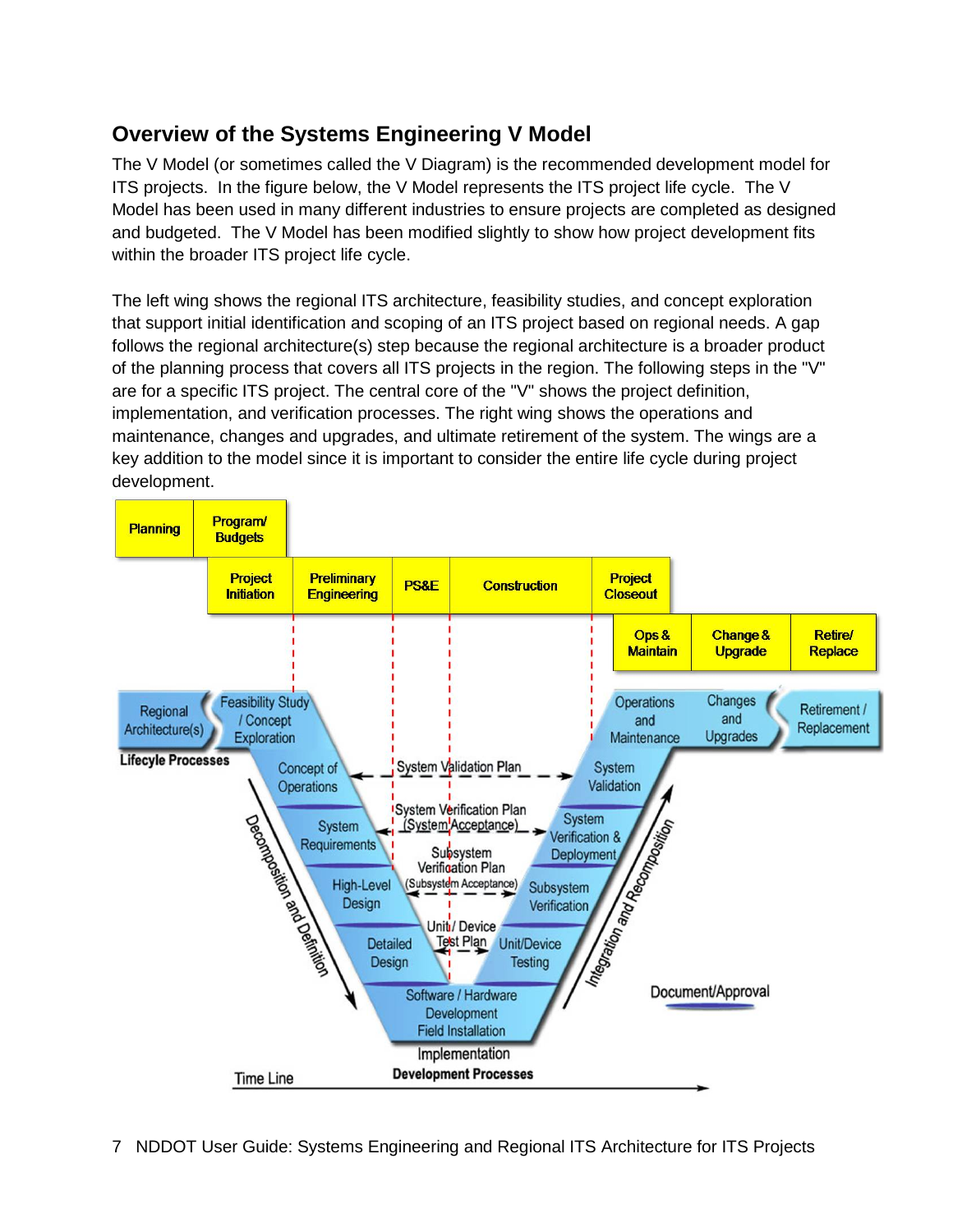## Overview of the Systems Engineering V Model

The V Model (or sometimes called the V Diagram) is the recommended development model for ITS projects. In the figure below, the V Model represents the ITS project life cycle. The V Model has been used in many different industries to ensure projects are completed as designed and budgeted. The V Model has been modified slightly to show how project development fits within the broader ITS project life cycle.

The left wing shows the regional ITS architecture, feasibility studies, and concept exploration that support initial identification and scoping of an ITS project based on regional needs. A gap follows the regional architecture(s) step because the regional architecture is a broader product of the planning process that covers all ITS projects in the region. The following steps in the "V" are for a specific ITS project. The central core of the "V" shows the project definition, implementation, and verification processes. The right wing shows the operations and maintenance, changes and upgrades, and ultimate retirement of the system. The wings are a key addition to the model since it is important to consider the entire life cycle during project development.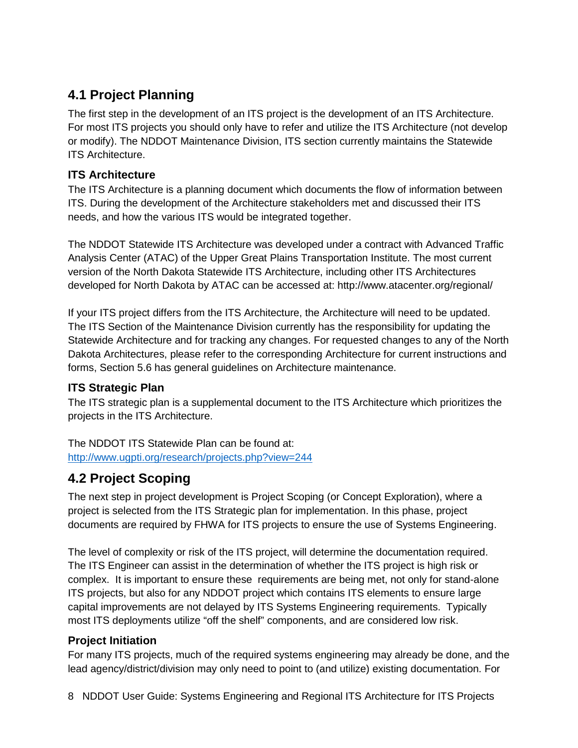## 4.1 Project Planning

The first step in the development of an ITS project is the development of an ITS Architecture. For most ITS projects you should only have to refer and utilize the ITS Architecture (not develop or modify). The NDDOT Maintenance Division, ITS section currently maintains the Statewide ITS Architecture.

### ITS Architecture

The ITS Architecture is a planning document which documents the flow of information between ITS. During the development of the Architecture stakeholders met and discussed their ITS needs, and how the various ITS would be integrated together.

The NDDOT Statewide ITS Architecture was developed under a contract with Advanced Traffic Analysis Center (ATAC) of the Upper Great Plains Transportation Institute. The most current version of the North Dakota Statewide ITS Architecture, including other ITS Architectures developed for North Dakota by ATAC can be accessed at: http://www.atacenter.org/regional/

If your ITS project differs from the ITS Architecture, the Architecture will need to be updated. The ITS Section of the Maintenance Division currently has the responsibility for updating the Statewide Architecture and for tracking any changes. For requested changes to any of the North Dakota Architectures, please refer to the corresponding Architecture for current instructions and forms, Section 5.6 has general guidelines on Architecture maintenance.

### ITS Strategic Plan

The ITS strategic plan is a supplemental document to the ITS Architecture which prioritizes the projects in the ITS Architecture.

The NDDOT ITS Statewide Plan can be found at:
http://www.ugpti.org/research/projects.php?view=244

## 4.2 Project Scoping

The next step in project development is Project Scoping (or Concept Exploration), where a project is selected from the ITS Strategic plan for implementation. In this phase, project documents are required by FHWA for ITS projects to ensure the use of Systems Engineering.

The level of complexity or risk of the ITS project, will determine the documentation required. The ITS Engineer can assist in the determination of whether the ITS project is high risk or complex. It is important to ensure these requirements are being met, not only for stand-alone ITS projects, but also for any NDDOT project which contains ITS elements to ensure large capital improvements are not delayed by ITS Systems Engineering requirements. Typically most ITS deployments utilize "off the shelf" components, and are considered low risk.

### Project Initiation

For many ITS projects, much of the required systems engineering may already be done, and the lead agency/district/division may only need to point to (and utilize) existing documentation. For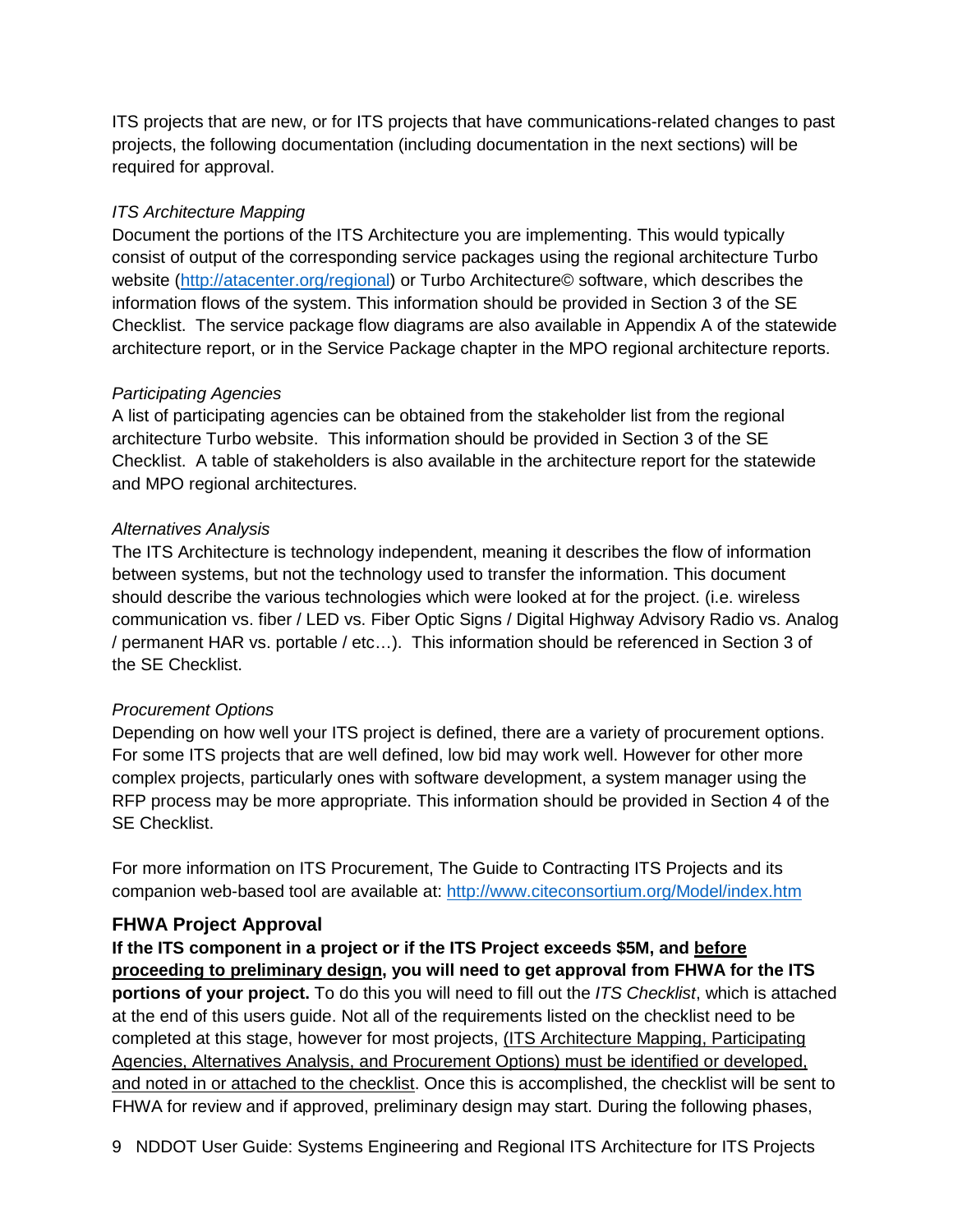ITS projects that are new, or for ITS projects that have communications-related changes to past projects, the following documentation (including documentation in the next sections) will be required for approval.

*ITS Architecture Mapping*
Document the portions of the ITS Architecture you are implementing. This would typically consist of output of the corresponding service packages using the regional architecture Turbo website (http://atacenter.org/regional) or Turbo Architecture© software, which describes the information flows of the system. This information should be provided in Section 3 of the SE Checklist. The service package flow diagrams are also available in Appendix A of the statewide architecture report, or in the Service Package chapter in the MPO regional architecture reports.

*Participating Agencies*
A list of participating agencies can be obtained from the stakeholder list from the regional architecture Turbo website. This information should be provided in Section 3 of the SE Checklist. A table of stakeholders is also available in the architecture report for the statewide and MPO regional architectures.

*Alternatives Analysis*
The ITS Architecture is technology independent, meaning it describes the flow of information between systems, but not the technology used to transfer the information. This document should describe the various technologies which were looked at for the project. (i.e. wireless communication vs. fiber / LED vs. Fiber Optic Signs / Digital Highway Advisory Radio vs. Analog / permanent HAR vs. portable / etc…). This information should be referenced in Section 3 of the SE Checklist.

*Procurement Options*
Depending on how well your ITS project is defined, there are a variety of procurement options. For some ITS projects that are well defined, low bid may work well. However for other more complex projects, particularly ones with software development, a system manager using the RFP process may be more appropriate. This information should be provided in Section 4 of the SE Checklist.

For more information on ITS Procurement, The Guide to Contracting ITS Projects and its companion web-based tool are available at: http://www.citeconsortium.org/Model/index.htm

### FHWA Project Approval

**If the ITS component in a project or if the ITS Project exceeds $5M, and before proceeding to preliminary design, you will need to get approval from FHWA for the ITS portions of your project.** To do this you will need to fill out the *ITS Checklist*, which is attached at the end of this users guide. Not all of the requirements listed on the checklist need to be completed at this stage, however for most projects, (ITS Architecture Mapping, Participating Agencies, Alternatives Analysis, and Procurement Options) must be identified or developed, and noted in or attached to the checklist. Once this is accomplished, the checklist will be sent to FHWA for review and if approved, preliminary design may start. During the following phases,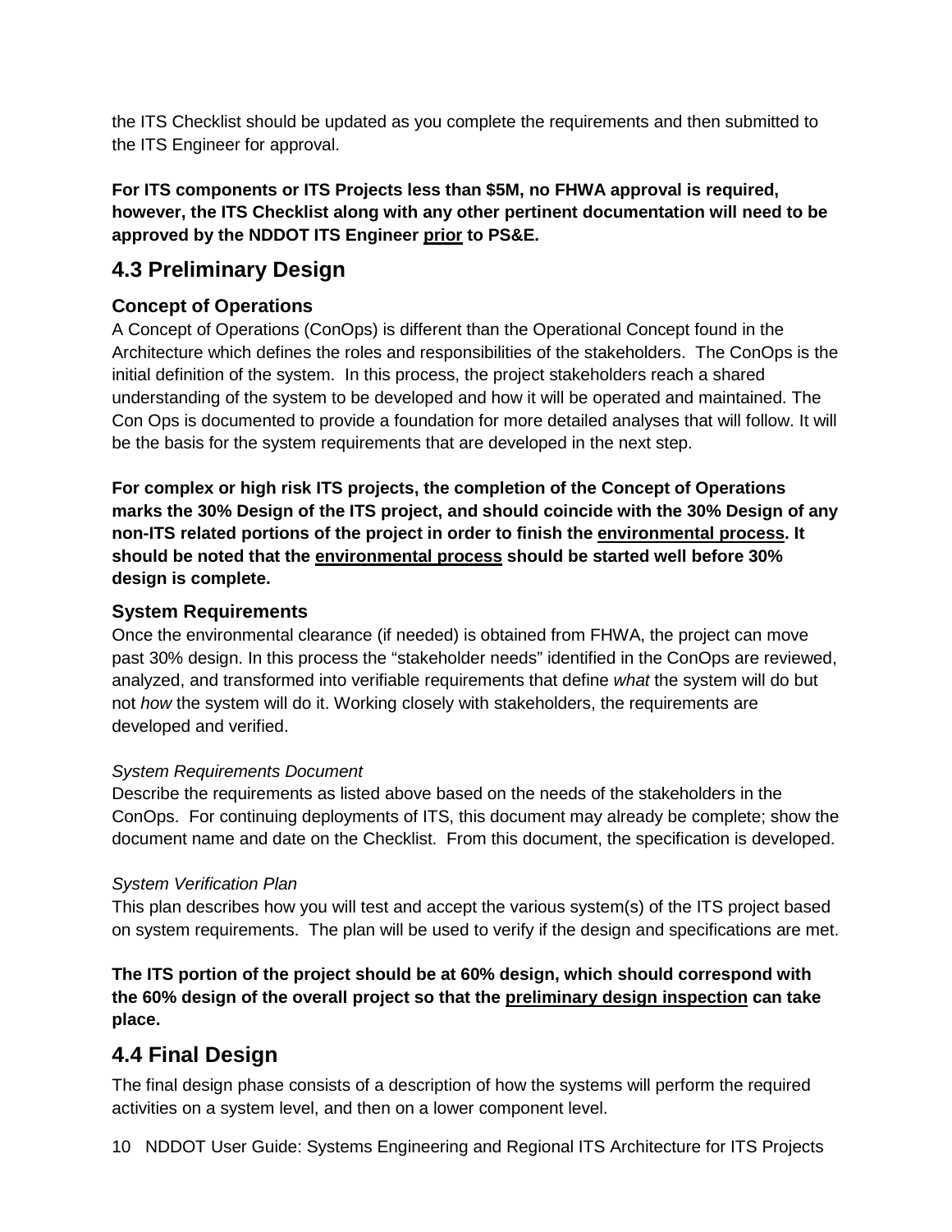the ITS Checklist should be updated as you complete the requirements and then submitted to the ITS Engineer for approval.

**For ITS components or ITS Projects less than $5M, no FHWA approval is required, however, the ITS Checklist along with any other pertinent documentation will need to be approved by the NDDOT ITS Engineer <u>prior</u> to PS&E.**

## 4.3 Preliminary Design

### Concept of Operations

A Concept of Operations (ConOps) is different than the Operational Concept found in the Architecture which defines the roles and responsibilities of the stakeholders. The ConOps is the initial definition of the system. In this process, the project stakeholders reach a shared understanding of the system to be developed and how it will be operated and maintained. The Con Ops is documented to provide a foundation for more detailed analyses that will follow. It will be the basis for the system requirements that are developed in the next step.

**For complex or high risk ITS projects, the completion of the Concept of Operations marks the 30% Design of the ITS project, and should coincide with the 30% Design of any non-ITS related portions of the project in order to finish the <u>environmental process</u>. It should be noted that the <u>environmental process</u> should be started well before 30% design is complete.**

### System Requirements

Once the environmental clearance (if needed) is obtained from FHWA, the project can move past 30% design. In this process the "stakeholder needs" identified in the ConOps are reviewed, analyzed, and transformed into verifiable requirements that define *what* the system will do but not *how* the system will do it. Working closely with stakeholders, the requirements are developed and verified.

*System Requirements Document*

Describe the requirements as listed above based on the needs of the stakeholders in the ConOps. For continuing deployments of ITS, this document may already be complete; show the document name and date on the Checklist. From this document, the specification is developed.

*System Verification Plan*

This plan describes how you will test and accept the various system(s) of the ITS project based on system requirements. The plan will be used to verify if the design and specifications are met.

**The ITS portion of the project should be at 60% design, which should correspond with the 60% design of the overall project so that the <u>preliminary design inspection</u> can take place.**

## 4.4 Final Design

The final design phase consists of a description of how the systems will perform the required activities on a system level, and then on a lower component level.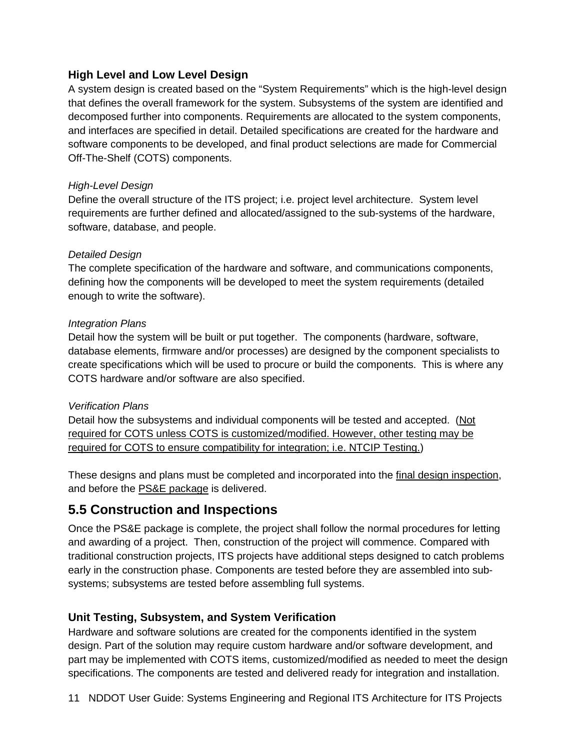### High Level and Low Level Design

A system design is created based on the "System Requirements" which is the high-level design that defines the overall framework for the system. Subsystems of the system are identified and decomposed further into components. Requirements are allocated to the system components, and interfaces are specified in detail. Detailed specifications are created for the hardware and software components to be developed, and final product selections are made for Commercial Off-The-Shelf (COTS) components.

*High-Level Design*

Define the overall structure of the ITS project; i.e. project level architecture. System level requirements are further defined and allocated/assigned to the sub-systems of the hardware, software, database, and people.

*Detailed Design*

The complete specification of the hardware and software, and communications components, defining how the components will be developed to meet the system requirements (detailed enough to write the software).

*Integration Plans*

Detail how the system will be built or put together. The components (hardware, software, database elements, firmware and/or processes) are designed by the component specialists to create specifications which will be used to procure or build the components. This is where any COTS hardware and/or software are also specified.

*Verification Plans*

Detail how the subsystems and individual components will be tested and accepted. (Not required for COTS unless COTS is customized/modified. However, other testing may be required for COTS to ensure compatibility for integration; i.e. NTCIP Testing.)

These designs and plans must be completed and incorporated into the final design inspection, and before the PS&E package is delivered.

## 5.5 Construction and Inspections

Once the PS&E package is complete, the project shall follow the normal procedures for letting and awarding of a project. Then, construction of the project will commence. Compared with traditional construction projects, ITS projects have additional steps designed to catch problems early in the construction phase. Components are tested before they are assembled into sub-systems; subsystems are tested before assembling full systems.

### Unit Testing, Subsystem, and System Verification

Hardware and software solutions are created for the components identified in the system design. Part of the solution may require custom hardware and/or software development, and part may be implemented with COTS items, customized/modified as needed to meet the design specifications. The components are tested and delivered ready for integration and installation.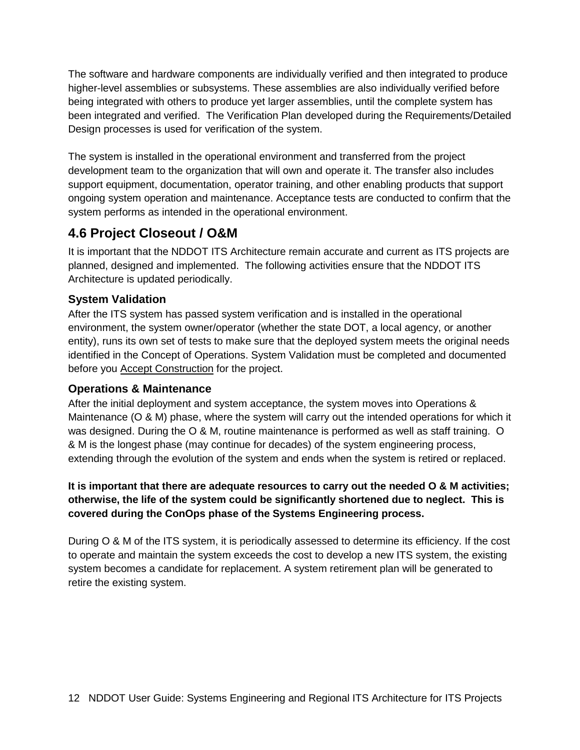The software and hardware components are individually verified and then integrated to produce higher-level assemblies or subsystems. These assemblies are also individually verified before being integrated with others to produce yet larger assemblies, until the complete system has been integrated and verified. The Verification Plan developed during the Requirements/Detailed Design processes is used for verification of the system.

The system is installed in the operational environment and transferred from the project development team to the organization that will own and operate it. The transfer also includes support equipment, documentation, operator training, and other enabling products that support ongoing system operation and maintenance. Acceptance tests are conducted to confirm that the system performs as intended in the operational environment.

## 4.6 Project Closeout / O&M

It is important that the NDDOT ITS Architecture remain accurate and current as ITS projects are planned, designed and implemented. The following activities ensure that the NDDOT ITS Architecture is updated periodically.

### System Validation

After the ITS system has passed system verification and is installed in the operational environment, the system owner/operator (whether the state DOT, a local agency, or another entity), runs its own set of tests to make sure that the deployed system meets the original needs identified in the Concept of Operations. System Validation must be completed and documented before you Accept Construction for the project.

### Operations & Maintenance

After the initial deployment and system acceptance, the system moves into Operations & Maintenance (O & M) phase, where the system will carry out the intended operations for which it was designed. During the O & M, routine maintenance is performed as well as staff training. O & M is the longest phase (may continue for decades) of the system engineering process, extending through the evolution of the system and ends when the system is retired or replaced.

**It is important that there are adequate resources to carry out the needed O & M activities; otherwise, the life of the system could be significantly shortened due to neglect. This is covered during the ConOps phase of the Systems Engineering process.**

During O & M of the ITS system, it is periodically assessed to determine its efficiency. If the cost to operate and maintain the system exceeds the cost to develop a new ITS system, the existing system becomes a candidate for replacement. A system retirement plan will be generated to retire the existing system.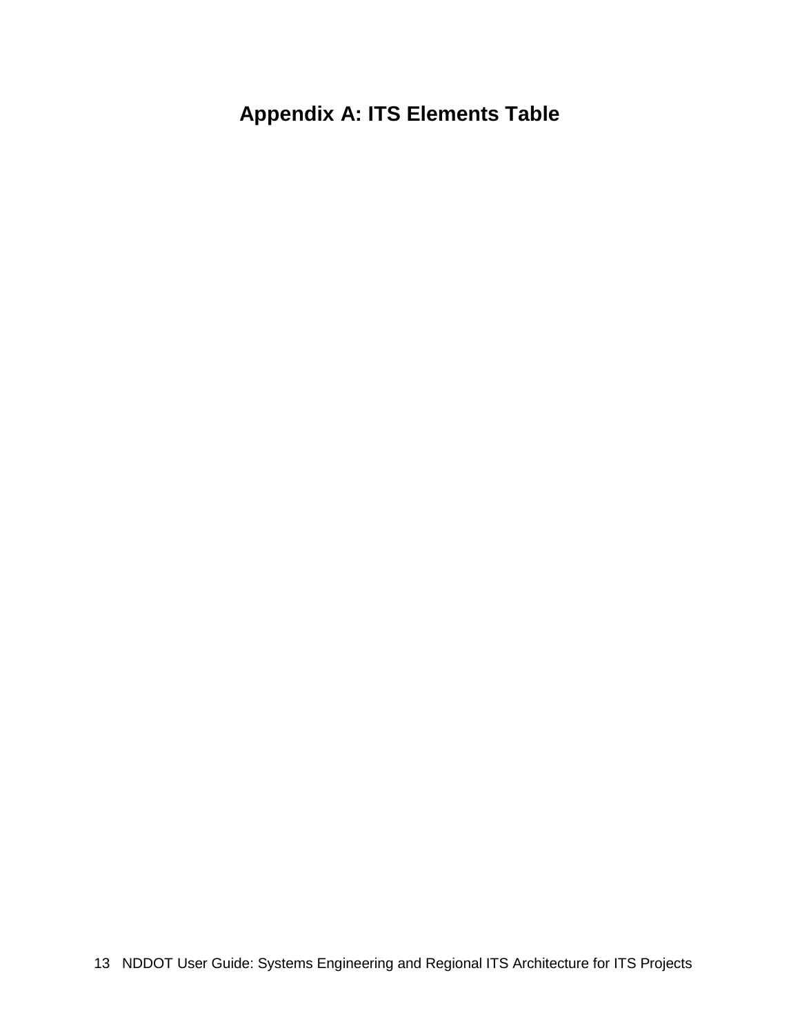# Appendix A: ITS Elements Table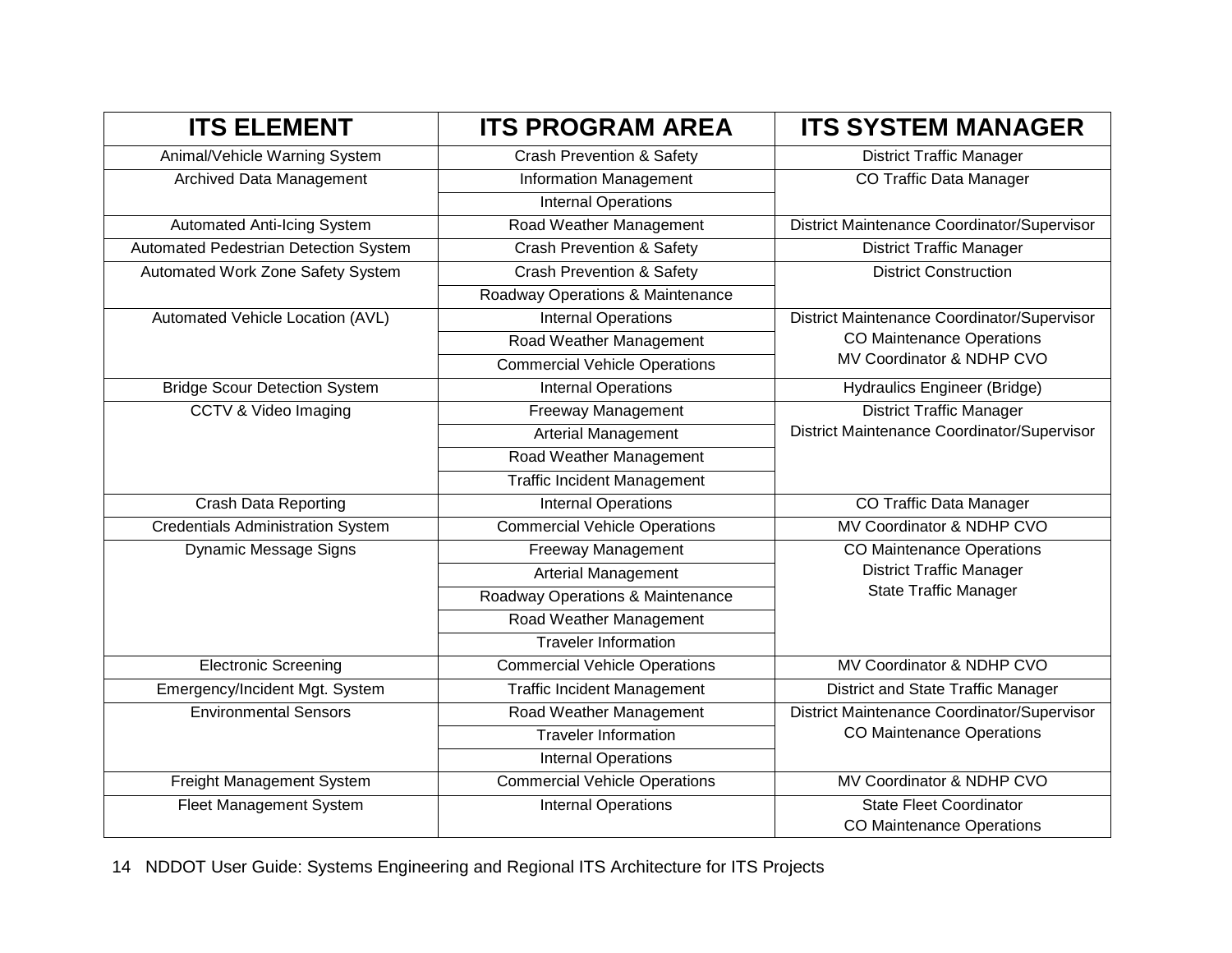| ITS ELEMENT | ITS PROGRAM AREA | ITS SYSTEM MANAGER |
|---|---|---|
| Animal/Vehicle Warning System | Crash Prevention & Safety | District Traffic Manager |
| Archived Data Management | Information Management | CO Traffic Data Manager |
| | Internal Operations | |
| Automated Anti-Icing System | Road Weather Management | District Maintenance Coordinator/Supervisor |
| Automated Pedestrian Detection System | Crash Prevention & Safety | District Traffic Manager |
| Automated Work Zone Safety System | Crash Prevention & Safety | District Construction |
| | Roadway Operations & Maintenance | |
| Automated Vehicle Location (AVL) | Internal Operations | District Maintenance Coordinator/Supervisor<br>CO Maintenance Operations<br>MV Coordinator & NDHP CVO |
| | Road Weather Management | |
| | Commercial Vehicle Operations | |
| Bridge Scour Detection System | Internal Operations | Hydraulics Engineer (Bridge) |
| CCTV & Video Imaging | Freeway Management | District Traffic Manager<br>District Maintenance Coordinator/Supervisor |
| | Arterial Management | |
| | Road Weather Management | |
| | Traffic Incident Management | |
| Crash Data Reporting | Internal Operations | CO Traffic Data Manager |
| Credentials Administration System | Commercial Vehicle Operations | MV Coordinator & NDHP CVO |
| Dynamic Message Signs | Freeway Management | CO Maintenance Operations<br>District Traffic Manager<br>State Traffic Manager |
| | Arterial Management | |
| | Roadway Operations & Maintenance | |
| | Road Weather Management | |
| | Traveler Information | |
| Electronic Screening | Commercial Vehicle Operations | MV Coordinator & NDHP CVO |
| Emergency/Incident Mgt. System | Traffic Incident Management | District and State Traffic Manager |
| Environmental Sensors | Road Weather Management | District Maintenance Coordinator/Supervisor<br>CO Maintenance Operations |
| | Traveler Information | |
| | Internal Operations | |
| Freight Management System | Commercial Vehicle Operations | MV Coordinator & NDHP CVO |
| Fleet Management System | Internal Operations | State Fleet Coordinator<br>CO Maintenance Operations |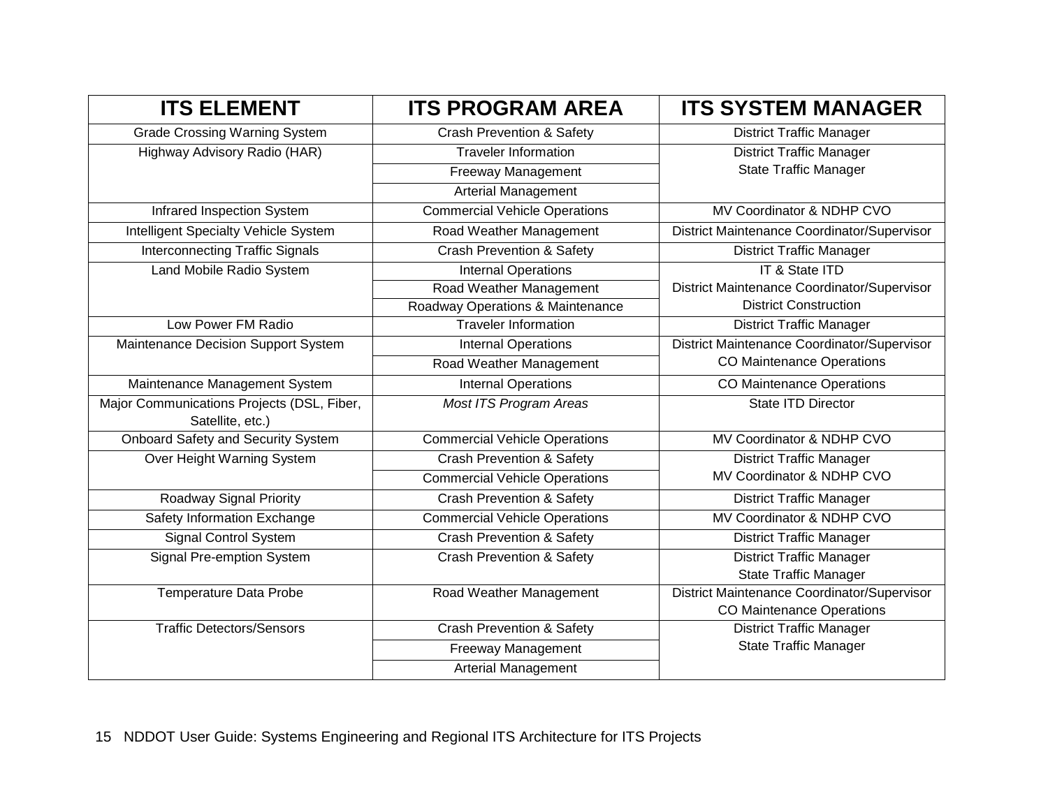| ITS ELEMENT | ITS PROGRAM AREA | ITS SYSTEM MANAGER |
|---|---|---|
| Grade Crossing Warning System | Crash Prevention & Safety | District Traffic Manager |
| Highway Advisory Radio (HAR) | Traveler Information | District Traffic Manager<br>State Traffic Manager |
| | Freeway Management | |
| | Arterial Management | |
| Infrared Inspection System | Commercial Vehicle Operations | MV Coordinator & NDHP CVO |
| Intelligent Specialty Vehicle System | Road Weather Management | District Maintenance Coordinator/Supervisor |
| Interconnecting Traffic Signals | Crash Prevention & Safety | District Traffic Manager |
| Land Mobile Radio System | Internal Operations | IT & State ITD<br>District Maintenance Coordinator/Supervisor<br>District Construction |
| | Road Weather Management | |
| | Roadway Operations & Maintenance | |
| Low Power FM Radio | Traveler Information | District Traffic Manager |
| Maintenance Decision Support System | Internal Operations | District Maintenance Coordinator/Supervisor<br>CO Maintenance Operations |
| | Road Weather Management | |
| Maintenance Management System | Internal Operations | CO Maintenance Operations |
| Major Communications Projects (DSL, Fiber, Satellite, etc.) | *Most ITS Program Areas* | State ITD Director |
| Onboard Safety and Security System | Commercial Vehicle Operations | MV Coordinator & NDHP CVO |
| Over Height Warning System | Crash Prevention & Safety | District Traffic Manager<br>MV Coordinator & NDHP CVO |
| | Commercial Vehicle Operations | |
| Roadway Signal Priority | Crash Prevention & Safety | District Traffic Manager |
| Safety Information Exchange | Commercial Vehicle Operations | MV Coordinator & NDHP CVO |
| Signal Control System | Crash Prevention & Safety | District Traffic Manager |
| Signal Pre-emption System | Crash Prevention & Safety | District Traffic Manager<br>State Traffic Manager |
| Temperature Data Probe | Road Weather Management | District Maintenance Coordinator/Supervisor<br>CO Maintenance Operations |
| Traffic Detectors/Sensors | Crash Prevention & Safety | District Traffic Manager<br>State Traffic Manager |
| | Freeway Management | |
| | Arterial Management | |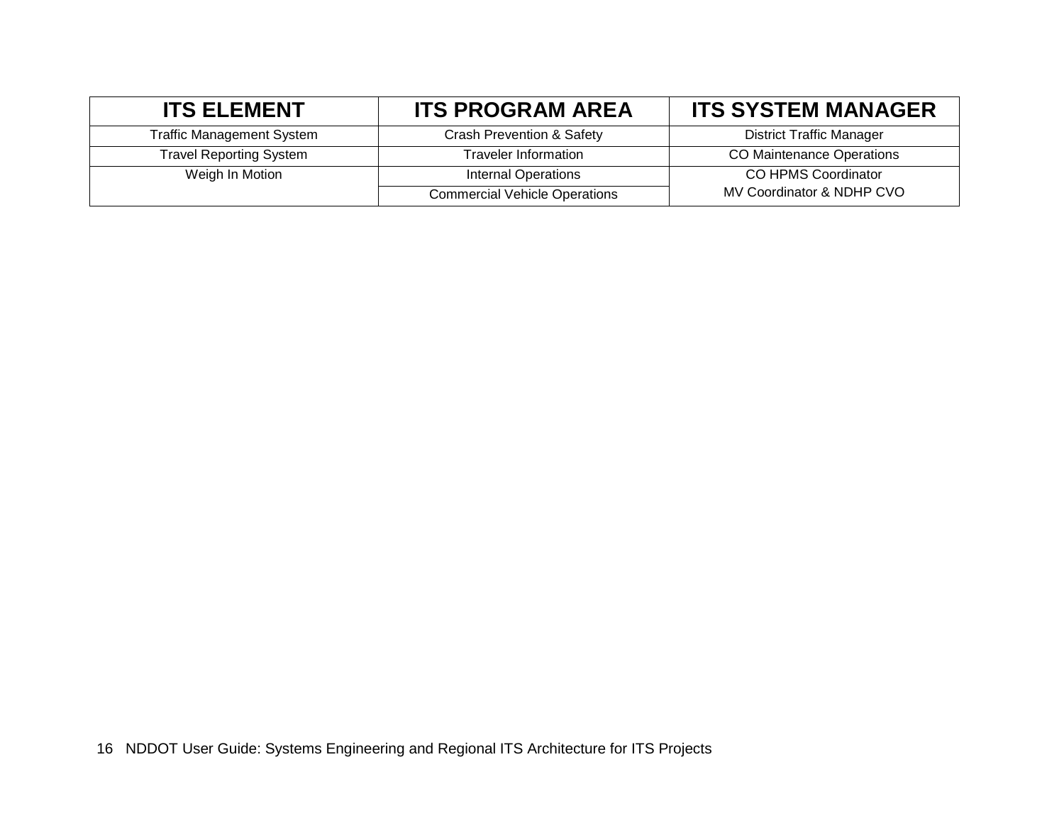| ITS ELEMENT | ITS PROGRAM AREA | ITS SYSTEM MANAGER |
|---|---|---|
| Traffic Management System | Crash Prevention & Safety | District Traffic Manager |
| Travel Reporting System | Traveler Information | CO Maintenance Operations |
| Weigh In Motion | Internal Operations | CO HPMS Coordinator |
| | Commercial Vehicle Operations | MV Coordinator & NDHP CVO |